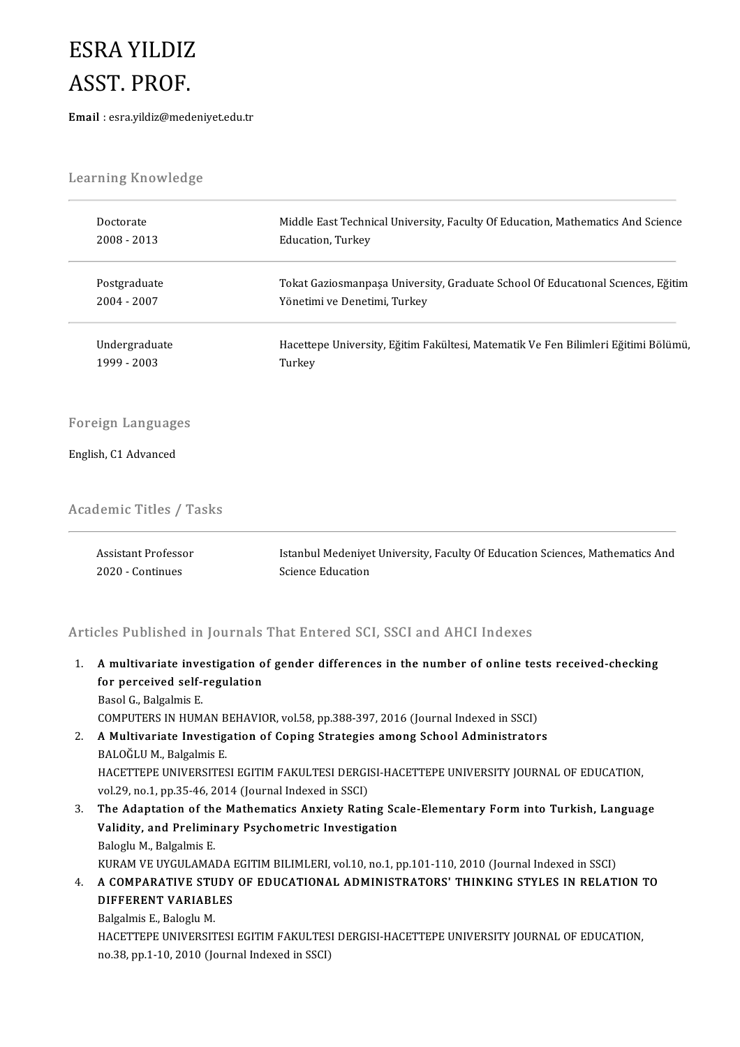# ESRA YILDIZ
# ASST. PROF.

**Email** : esra.yildiz@medeniyet.edu.tr

## Learning Knowledge

| | |
|---|---|
| Doctorate<br>2008 - 2013 | Middle East Technical University, Faculty Of Education, Mathematics And Science Education, Turkey |
| Postgraduate<br>2004 - 2007 | Tokat Gaziosmanpaşa University, Graduate School Of Educatıonal Scıences, Eğitim Yönetimi ve Denetimi, Turkey |
| Undergraduate<br>1999 - 2003 | Hacettepe University, Eğitim Fakültesi, Matematik Ve Fen Bilimleri Eğitimi Bölümü, Turkey |

## Foreign Languages

English, C1 Advanced

## Academic Titles / Tasks

| | |
|---|---|
| Assistant Professor<br>2020 - Continues | Istanbul Medeniyet University, Faculty Of Education Sciences, Mathematics And Science Education |

## Articles Published in Journals That Entered SCI, SSCI and AHCI Indexes

1. **A multivariate investigation of gender differences in the number of online tests received-checking for perceived self-regulation**
   Basol G., Balgalmis E.
   COMPUTERS IN HUMAN BEHAVIOR, vol.58, pp.388-397, 2016 (Journal Indexed in SSCI)
2. **A Multivariate Investigation of Coping Strategies among School Administrators**
   BALOĞLU M., Balgalmis E.
   HACETTEPE UNIVERSITESI EGITIM FAKULTESI DERGISI-HACETTEPE UNIVERSITY JOURNAL OF EDUCATION, vol.29, no.1, pp.35-46, 2014 (Journal Indexed in SSCI)
3. **The Adaptation of the Mathematics Anxiety Rating Scale-Elementary Form into Turkish, Language Validity, and Preliminary Psychometric Investigation**
   Baloglu M., Balgalmis E.
   KURAM VE UYGULAMADA EGITIM BILIMLERI, vol.10, no.1, pp.101-110, 2010 (Journal Indexed in SSCI)
4. **A COMPARATIVE STUDY OF EDUCATIONAL ADMINISTRATORS' THINKING STYLES IN RELATION TO DIFFERENT VARIABLES**
   Balgalmis E., Baloglu M.
   HACETTEPE UNIVERSITESI EGITIM FAKULTESI DERGISI-HACETTEPE UNIVERSITY JOURNAL OF EDUCATION, no.38, pp.1-10, 2010 (Journal Indexed in SSCI)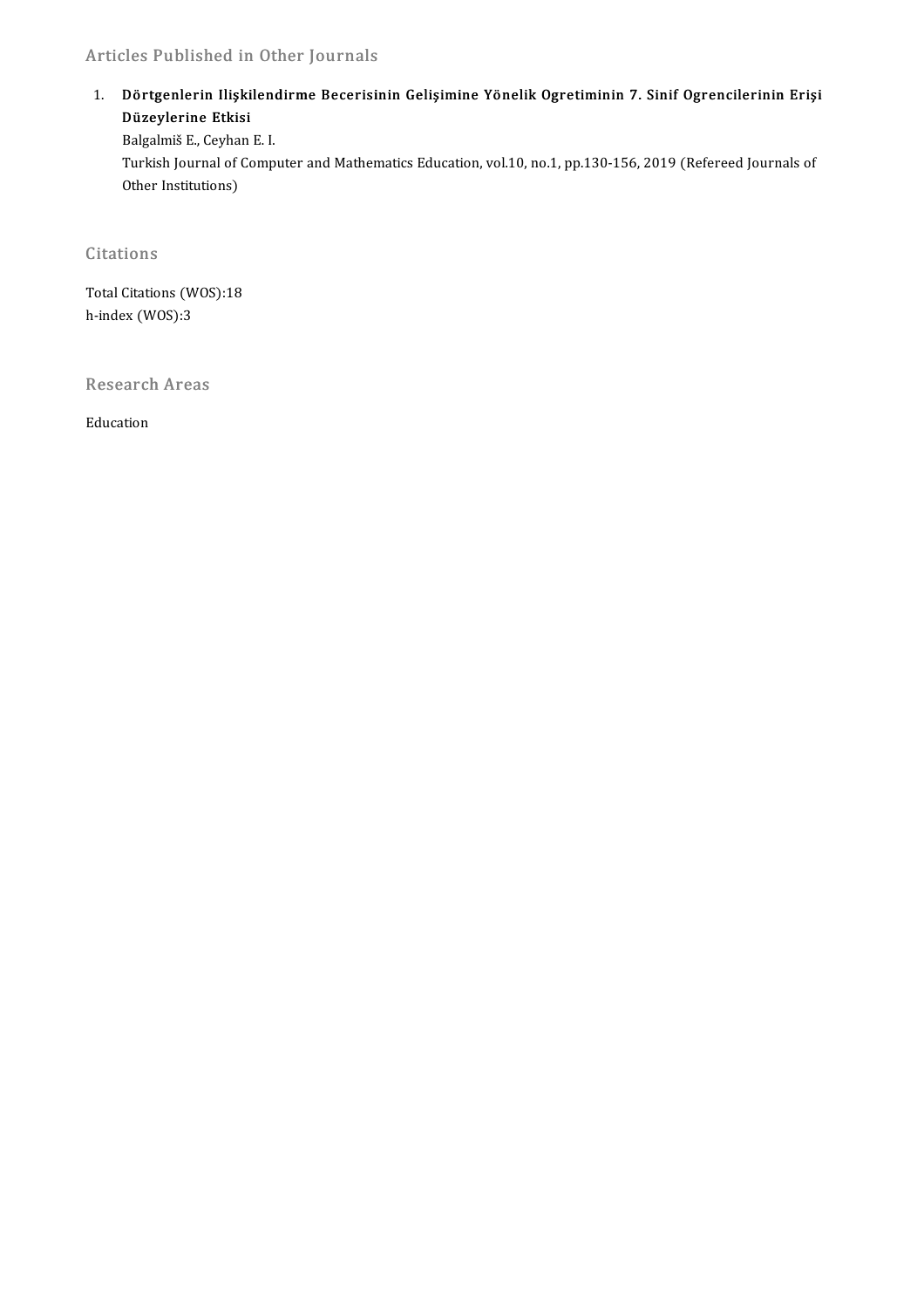## Articles Published in Other Journals

1. **Dörtgenlerin Ilişkilendirme Becerisinin Gelişimine Yönelik Ogretiminin 7. Sinif Ogrencilerinin Erişi Düzeylerine Etkisi**
   Balgalmiš E., Ceyhan E. I.
   Turkish Journal of Computer and Mathematics Education, vol.10, no.1, pp.130-156, 2019 (Refereed Journals of Other Institutions)

## Citations

Total Citations (WOS):18
h-index (WOS):3

## Research Areas

Education